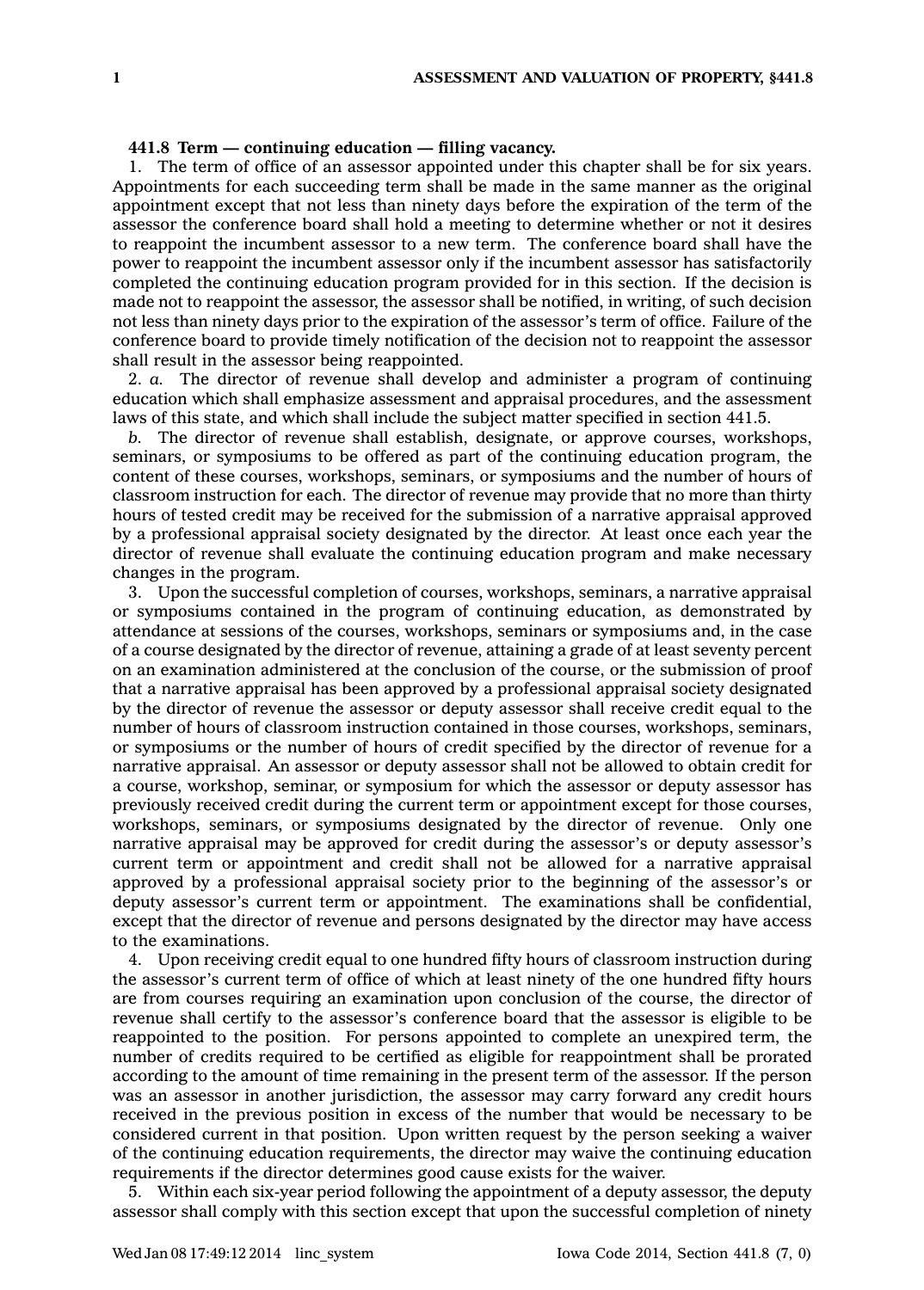**441.8 Term — continuing education — filling vacancy.**

1. The term of office of an assessor appointed under this chapter shall be for six years. Appointments for each succeeding term shall be made in the same manner as the original appointment except that not less than ninety days before the expiration of the term of the assessor the conference board shall hold a meeting to determine whether or not it desires to reappoint the incumbent assessor to a new term. The conference board shall have the power to reappoint the incumbent assessor only if the incumbent assessor has satisfactorily completed the continuing education program provided for in this section. If the decision is made not to reappoint the assessor, the assessor shall be notified, in writing, of such decision not less than ninety days prior to the expiration of the assessor's term of office. Failure of the conference board to provide timely notification of the decision not to reappoint the assessor shall result in the assessor being reappointed.

2. *a.* The director of revenue shall develop and administer a program of continuing education which shall emphasize assessment and appraisal procedures, and the assessment laws of this state, and which shall include the subject matter specified in section 441.5.

*b.* The director of revenue shall establish, designate, or approve courses, workshops, seminars, or symposiums to be offered as part of the continuing education program, the content of these courses, workshops, seminars, or symposiums and the number of hours of classroom instruction for each. The director of revenue may provide that no more than thirty hours of tested credit may be received for the submission of a narrative appraisal approved by a professional appraisal society designated by the director. At least once each year the director of revenue shall evaluate the continuing education program and make necessary changes in the program.

3. Upon the successful completion of courses, workshops, seminars, a narrative appraisal or symposiums contained in the program of continuing education, as demonstrated by attendance at sessions of the courses, workshops, seminars or symposiums and, in the case of a course designated by the director of revenue, attaining a grade of at least seventy percent on an examination administered at the conclusion of the course, or the submission of proof that a narrative appraisal has been approved by a professional appraisal society designated by the director of revenue the assessor or deputy assessor shall receive credit equal to the number of hours of classroom instruction contained in those courses, workshops, seminars, or symposiums or the number of hours of credit specified by the director of revenue for a narrative appraisal. An assessor or deputy assessor shall not be allowed to obtain credit for a course, workshop, seminar, or symposium for which the assessor or deputy assessor has previously received credit during the current term or appointment except for those courses, workshops, seminars, or symposiums designated by the director of revenue. Only one narrative appraisal may be approved for credit during the assessor's or deputy assessor's current term or appointment and credit shall not be allowed for a narrative appraisal approved by a professional appraisal society prior to the beginning of the assessor's or deputy assessor's current term or appointment. The examinations shall be confidential, except that the director of revenue and persons designated by the director may have access to the examinations.

4. Upon receiving credit equal to one hundred fifty hours of classroom instruction during the assessor's current term of office of which at least ninety of the one hundred fifty hours are from courses requiring an examination upon conclusion of the course, the director of revenue shall certify to the assessor's conference board that the assessor is eligible to be reappointed to the position. For persons appointed to complete an unexpired term, the number of credits required to be certified as eligible for reappointment shall be prorated according to the amount of time remaining in the present term of the assessor. If the person was an assessor in another jurisdiction, the assessor may carry forward any credit hours received in the previous position in excess of the number that would be necessary to be considered current in that position. Upon written request by the person seeking a waiver of the continuing education requirements, the director may waive the continuing education requirements if the director determines good cause exists for the waiver.

5. Within each six-year period following the appointment of a deputy assessor, the deputy assessor shall comply with this section except that upon the successful completion of ninety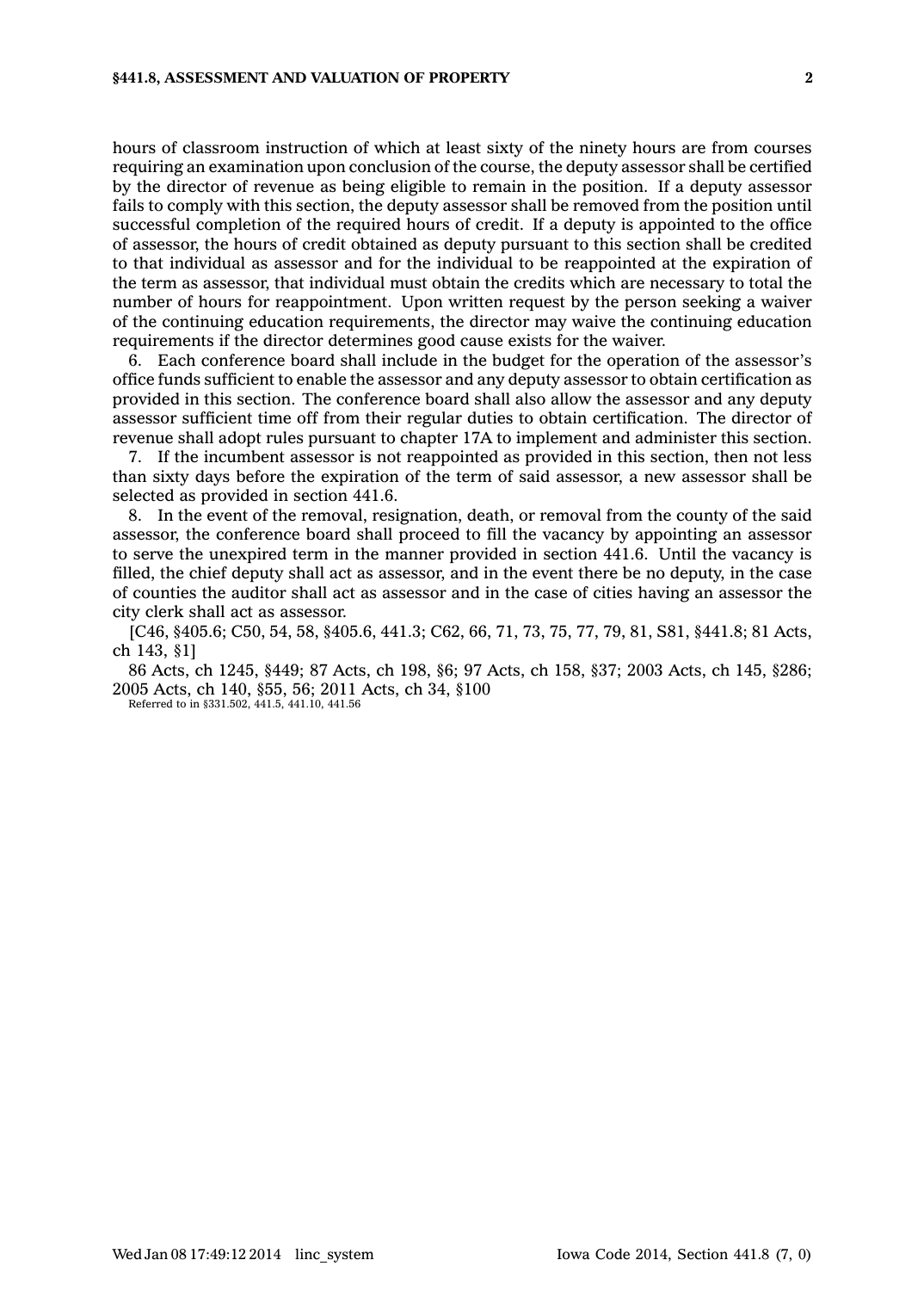hours of classroom instruction of which at least sixty of the ninety hours are from courses requiring an examination upon conclusion of the course, the deputy assessor shall be certified by the director of revenue as being eligible to remain in the position. If a deputy assessor fails to comply with this section, the deputy assessor shall be removed from the position until successful completion of the required hours of credit. If a deputy is appointed to the office of assessor, the hours of credit obtained as deputy pursuant to this section shall be credited to that individual as assessor and for the individual to be reappointed at the expiration of the term as assessor, that individual must obtain the credits which are necessary to total the number of hours for reappointment. Upon written request by the person seeking a waiver of the continuing education requirements, the director may waive the continuing education requirements if the director determines good cause exists for the waiver.

6. Each conference board shall include in the budget for the operation of the assessor's office funds sufficient to enable the assessor and any deputy assessor to obtain certification as provided in this section. The conference board shall also allow the assessor and any deputy assessor sufficient time off from their regular duties to obtain certification. The director of revenue shall adopt rules pursuant to chapter 17A to implement and administer this section.

7. If the incumbent assessor is not reappointed as provided in this section, then not less than sixty days before the expiration of the term of said assessor, a new assessor shall be selected as provided in section 441.6.

8. In the event of the removal, resignation, death, or removal from the county of the said assessor, the conference board shall proceed to fill the vacancy by appointing an assessor to serve the unexpired term in the manner provided in section 441.6. Until the vacancy is filled, the chief deputy shall act as assessor, and in the event there be no deputy, in the case of counties the auditor shall act as assessor and in the case of cities having an assessor the city clerk shall act as assessor.

[C46, §405.6; C50, 54, 58, §405.6, 441.3; C62, 66, 71, 73, 75, 77, 79, 81, S81, §441.8; 81 Acts, ch 143, §1]

86 Acts, ch 1245, §449; 87 Acts, ch 198, §6; 97 Acts, ch 158, §37; 2003 Acts, ch 145, §286; 2005 Acts, ch 140, §55, 56; 2011 Acts, ch 34, §100

Referred to in §331.502, 441.5, 441.10, 441.56